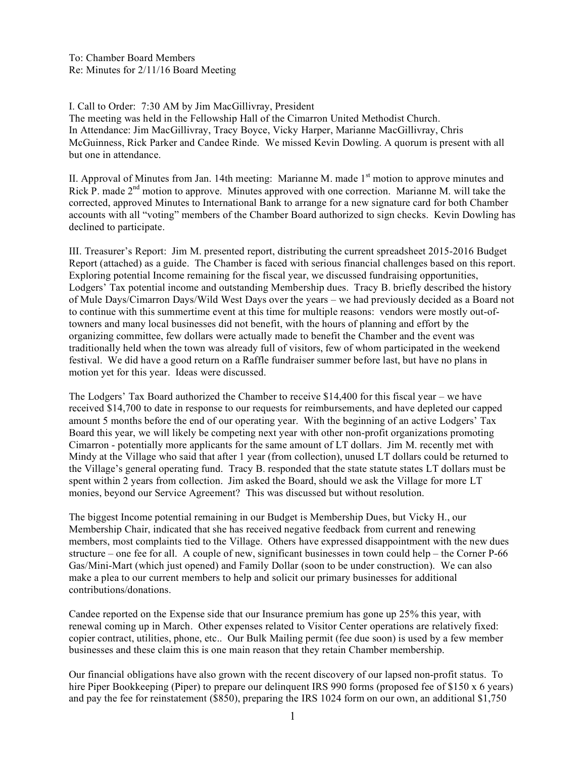To: Chamber Board Members
Re: Minutes for 2/11/16 Board Meeting

I. Call to Order: 7:30 AM by Jim MacGillivray, President
The meeting was held in the Fellowship Hall of the Cimarron United Methodist Church.
In Attendance: Jim MacGillivray, Tracy Boyce, Vicky Harper, Marianne MacGillivray, Chris McGuinness, Rick Parker and Candee Rinde. We missed Kevin Dowling. A quorum is present with all but one in attendance.

II. Approval of Minutes from Jan. 14th meeting: Marianne M. made 1st motion to approve minutes and Rick P. made 2nd motion to approve. Minutes approved with one correction. Marianne M. will take the corrected, approved Minutes to International Bank to arrange for a new signature card for both Chamber accounts with all "voting" members of the Chamber Board authorized to sign checks. Kevin Dowling has declined to participate.

III. Treasurer's Report: Jim M. presented report, distributing the current spreadsheet 2015-2016 Budget Report (attached) as a guide. The Chamber is faced with serious financial challenges based on this report. Exploring potential Income remaining for the fiscal year, we discussed fundraising opportunities, Lodgers' Tax potential income and outstanding Membership dues. Tracy B. briefly described the history of Mule Days/Cimarron Days/Wild West Days over the years – we had previously decided as a Board not to continue with this summertime event at this time for multiple reasons: vendors were mostly out-of-towners and many local businesses did not benefit, with the hours of planning and effort by the organizing committee, few dollars were actually made to benefit the Chamber and the event was traditionally held when the town was already full of visitors, few of whom participated in the weekend festival. We did have a good return on a Raffle fundraiser summer before last, but have no plans in motion yet for this year. Ideas were discussed.

The Lodgers' Tax Board authorized the Chamber to receive $14,400 for this fiscal year – we have received $14,700 to date in response to our requests for reimbursements, and have depleted our capped amount 5 months before the end of our operating year. With the beginning of an active Lodgers' Tax Board this year, we will likely be competing next year with other non-profit organizations promoting Cimarron - potentially more applicants for the same amount of LT dollars. Jim M. recently met with Mindy at the Village who said that after 1 year (from collection), unused LT dollars could be returned to the Village's general operating fund. Tracy B. responded that the state statute states LT dollars must be spent within 2 years from collection. Jim asked the Board, should we ask the Village for more LT monies, beyond our Service Agreement? This was discussed but without resolution.

The biggest Income potential remaining in our Budget is Membership Dues, but Vicky H., our Membership Chair, indicated that she has received negative feedback from current and renewing members, most complaints tied to the Village. Others have expressed disappointment with the new dues structure – one fee for all. A couple of new, significant businesses in town could help – the Corner P-66 Gas/Mini-Mart (which just opened) and Family Dollar (soon to be under construction). We can also make a plea to our current members to help and solicit our primary businesses for additional contributions/donations.

Candee reported on the Expense side that our Insurance premium has gone up 25% this year, with renewal coming up in March. Other expenses related to Visitor Center operations are relatively fixed: copier contract, utilities, phone, etc.. Our Bulk Mailing permit (fee due soon) is used by a few member businesses and these claim this is one main reason that they retain Chamber membership.

Our financial obligations have also grown with the recent discovery of our lapsed non-profit status. To hire Piper Bookkeeping (Piper) to prepare our delinquent IRS 990 forms (proposed fee of $150 x 6 years) and pay the fee for reinstatement ($850), preparing the IRS 1024 form on our own, an additional $1,750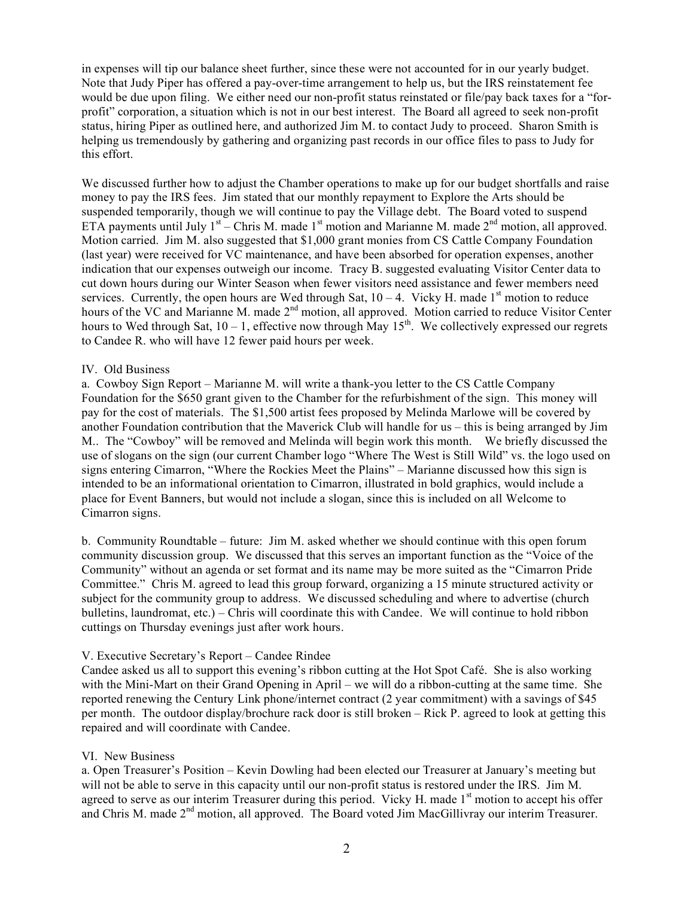in expenses will tip our balance sheet further, since these were not accounted for in our yearly budget. Note that Judy Piper has offered a pay-over-time arrangement to help us, but the IRS reinstatement fee would be due upon filing. We either need our non-profit status reinstated or file/pay back taxes for a "for-profit" corporation, a situation which is not in our best interest. The Board all agreed to seek non-profit status, hiring Piper as outlined here, and authorized Jim M. to contact Judy to proceed. Sharon Smith is helping us tremendously by gathering and organizing past records in our office files to pass to Judy for this effort.

We discussed further how to adjust the Chamber operations to make up for our budget shortfalls and raise money to pay the IRS fees. Jim stated that our monthly repayment to Explore the Arts should be suspended temporarily, though we will continue to pay the Village debt. The Board voted to suspend ETA payments until July 1st – Chris M. made 1st motion and Marianne M. made 2nd motion, all approved. Motion carried. Jim M. also suggested that $1,000 grant monies from CS Cattle Company Foundation (last year) were received for VC maintenance, and have been absorbed for operation expenses, another indication that our expenses outweigh our income. Tracy B. suggested evaluating Visitor Center data to cut down hours during our Winter Season when fewer visitors need assistance and fewer members need services. Currently, the open hours are Wed through Sat, 10 – 4. Vicky H. made 1st motion to reduce hours of the VC and Marianne M. made 2nd motion, all approved. Motion carried to reduce Visitor Center hours to Wed through Sat, 10 – 1, effective now through May 15th. We collectively expressed our regrets to Candee R. who will have 12 fewer paid hours per week.

IV. Old Business

a. Cowboy Sign Report – Marianne M. will write a thank-you letter to the CS Cattle Company Foundation for the $650 grant given to the Chamber for the refurbishment of the sign. This money will pay for the cost of materials. The $1,500 artist fees proposed by Melinda Marlowe will be covered by another Foundation contribution that the Maverick Club will handle for us – this is being arranged by Jim M.. The "Cowboy" will be removed and Melinda will begin work this month. We briefly discussed the use of slogans on the sign (our current Chamber logo "Where The West is Still Wild" vs. the logo used on signs entering Cimarron, "Where the Rockies Meet the Plains" – Marianne discussed how this sign is intended to be an informational orientation to Cimarron, illustrated in bold graphics, would include a place for Event Banners, but would not include a slogan, since this is included on all Welcome to Cimarron signs.

b. Community Roundtable – future: Jim M. asked whether we should continue with this open forum community discussion group. We discussed that this serves an important function as the "Voice of the Community" without an agenda or set format and its name may be more suited as the "Cimarron Pride Committee." Chris M. agreed to lead this group forward, organizing a 15 minute structured activity or subject for the community group to address. We discussed scheduling and where to advertise (church bulletins, laundromat, etc.) – Chris will coordinate this with Candee. We will continue to hold ribbon cuttings on Thursday evenings just after work hours.

V. Executive Secretary's Report – Candee Rindee

Candee asked us all to support this evening's ribbon cutting at the Hot Spot Café. She is also working with the Mini-Mart on their Grand Opening in April – we will do a ribbon-cutting at the same time. She reported renewing the Century Link phone/internet contract (2 year commitment) with a savings of $45 per month. The outdoor display/brochure rack door is still broken – Rick P. agreed to look at getting this repaired and will coordinate with Candee.

VI. New Business

a. Open Treasurer's Position – Kevin Dowling had been elected our Treasurer at January's meeting but will not be able to serve in this capacity until our non-profit status is restored under the IRS. Jim M. agreed to serve as our interim Treasurer during this period. Vicky H. made 1st motion to accept his offer and Chris M. made 2nd motion, all approved. The Board voted Jim MacGillivray our interim Treasurer.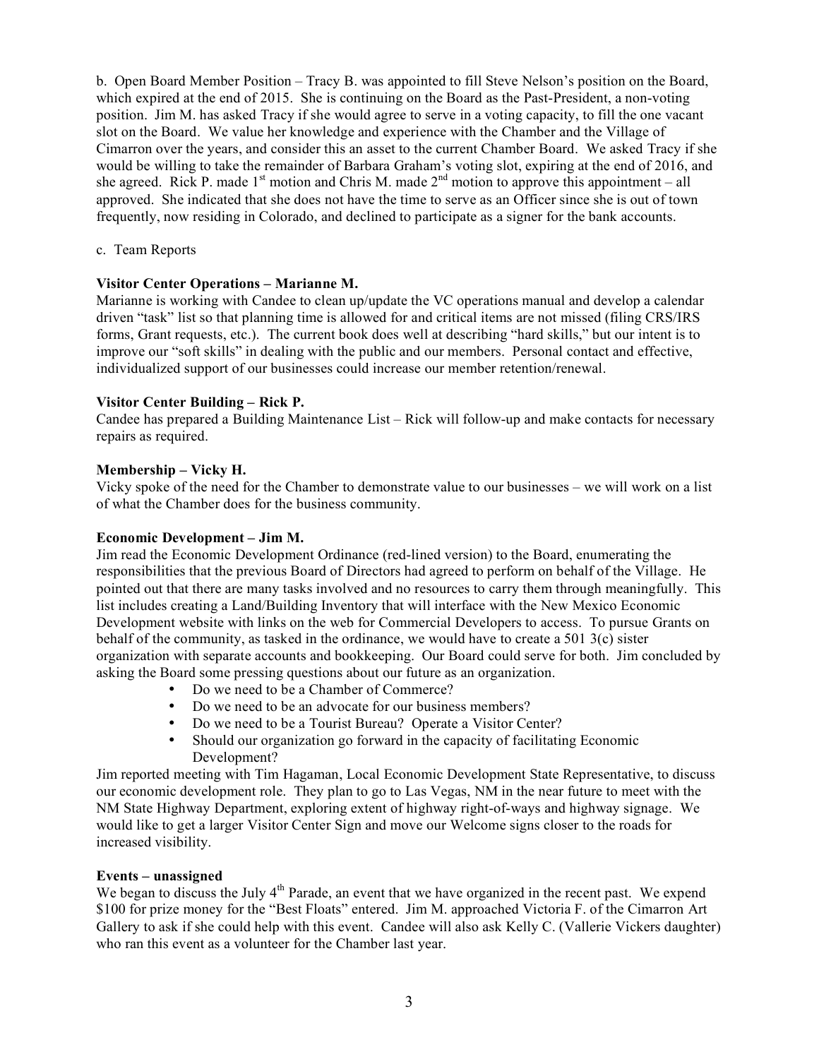b. Open Board Member Position – Tracy B. was appointed to fill Steve Nelson's position on the Board, which expired at the end of 2015. She is continuing on the Board as the Past-President, a non-voting position. Jim M. has asked Tracy if she would agree to serve in a voting capacity, to fill the one vacant slot on the Board. We value her knowledge and experience with the Chamber and the Village of Cimarron over the years, and consider this an asset to the current Chamber Board. We asked Tracy if she would be willing to take the remainder of Barbara Graham's voting slot, expiring at the end of 2016, and she agreed. Rick P. made 1st motion and Chris M. made 2nd motion to approve this appointment – all approved. She indicated that she does not have the time to serve as an Officer since she is out of town frequently, now residing in Colorado, and declined to participate as a signer for the bank accounts.

c. Team Reports

**Visitor Center Operations – Marianne M.**

Marianne is working with Candee to clean up/update the VC operations manual and develop a calendar driven "task" list so that planning time is allowed for and critical items are not missed (filing CRS/IRS forms, Grant requests, etc.). The current book does well at describing "hard skills," but our intent is to improve our "soft skills" in dealing with the public and our members. Personal contact and effective, individualized support of our businesses could increase our member retention/renewal.

**Visitor Center Building – Rick P.**

Candee has prepared a Building Maintenance List – Rick will follow-up and make contacts for necessary repairs as required.

**Membership – Vicky H.**

Vicky spoke of the need for the Chamber to demonstrate value to our businesses – we will work on a list of what the Chamber does for the business community.

**Economic Development – Jim M.**

Jim read the Economic Development Ordinance (red-lined version) to the Board, enumerating the responsibilities that the previous Board of Directors had agreed to perform on behalf of the Village. He pointed out that there are many tasks involved and no resources to carry them through meaningfully. This list includes creating a Land/Building Inventory that will interface with the New Mexico Economic Development website with links on the web for Commercial Developers to access. To pursue Grants on behalf of the community, as tasked in the ordinance, we would have to create a 501 3(c) sister organization with separate accounts and bookkeeping. Our Board could serve for both. Jim concluded by asking the Board some pressing questions about our future as an organization.

- Do we need to be a Chamber of Commerce?
- Do we need to be an advocate for our business members?
- Do we need to be a Tourist Bureau? Operate a Visitor Center?
- Should our organization go forward in the capacity of facilitating Economic Development?

Jim reported meeting with Tim Hagaman, Local Economic Development State Representative, to discuss our economic development role. They plan to go to Las Vegas, NM in the near future to meet with the NM State Highway Department, exploring extent of highway right-of-ways and highway signage. We would like to get a larger Visitor Center Sign and move our Welcome signs closer to the roads for increased visibility.

**Events – unassigned**

We began to discuss the July 4th Parade, an event that we have organized in the recent past. We expend $100 for prize money for the "Best Floats" entered. Jim M. approached Victoria F. of the Cimarron Art Gallery to ask if she could help with this event. Candee will also ask Kelly C. (Vallerie Vickers daughter) who ran this event as a volunteer for the Chamber last year.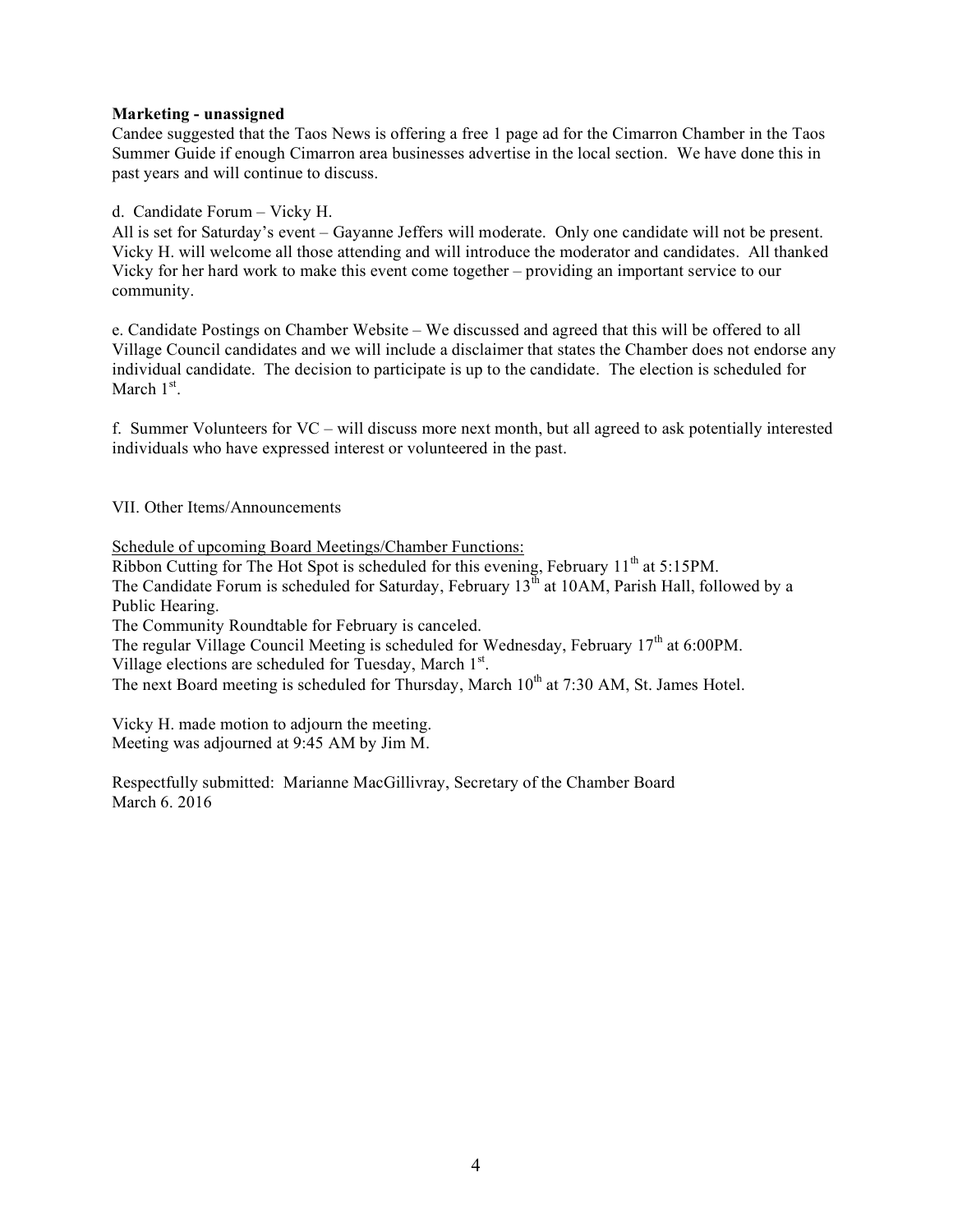**Marketing - unassigned**

Candee suggested that the Taos News is offering a free 1 page ad for the Cimarron Chamber in the Taos Summer Guide if enough Cimarron area businesses advertise in the local section. We have done this in past years and will continue to discuss.

d. Candidate Forum – Vicky H.

All is set for Saturday's event – Gayanne Jeffers will moderate. Only one candidate will not be present. Vicky H. will welcome all those attending and will introduce the moderator and candidates. All thanked Vicky for her hard work to make this event come together – providing an important service to our community.

e. Candidate Postings on Chamber Website – We discussed and agreed that this will be offered to all Village Council candidates and we will include a disclaimer that states the Chamber does not endorse any individual candidate. The decision to participate is up to the candidate. The election is scheduled for March 1st.

f. Summer Volunteers for VC – will discuss more next month, but all agreed to ask potentially interested individuals who have expressed interest or volunteered in the past.

VII. Other Items/Announcements

Schedule of upcoming Board Meetings/Chamber Functions:

Ribbon Cutting for The Hot Spot is scheduled for this evening, February 11th at 5:15PM.

The Candidate Forum is scheduled for Saturday, February 13th at 10AM, Parish Hall, followed by a Public Hearing.

The Community Roundtable for February is canceled.

The regular Village Council Meeting is scheduled for Wednesday, February 17th at 6:00PM.

Village elections are scheduled for Tuesday, March 1st.

The next Board meeting is scheduled for Thursday, March 10th at 7:30 AM, St. James Hotel.

Vicky H. made motion to adjourn the meeting.

Meeting was adjourned at 9:45 AM by Jim M.

Respectfully submitted: Marianne MacGillivray, Secretary of the Chamber Board

March 6. 2016